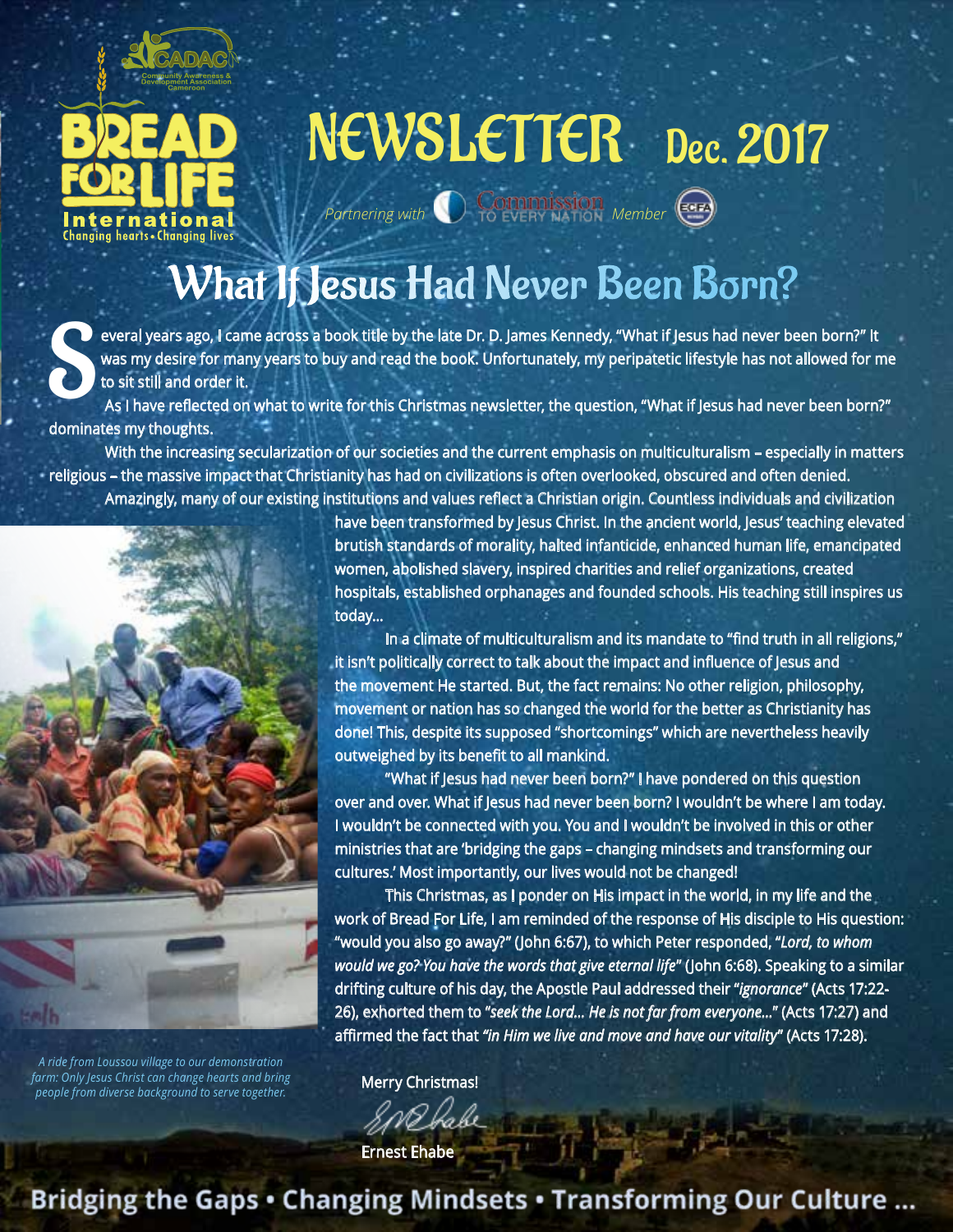CADAC Community Awareness & Development Association Cameroon

BREAD FOR LIFE International

Changing hearts • Changing lives

# NEWSLETTER Dec. 2017

*Partnering with* Commission TO EVERY NATION *Member* ECFA

# What If Jesus Had Never Been Born?

Several years ago, I came across a book title by the late Dr. D. James Kennedy, "What if Jesus had never been born?" It was my desire for many years to buy and read the book. Unfortunately, my peripatetic lifestyle has not allowed for me to sit still and order it.

As I have reflected on what to write for this Christmas newsletter, the question, "What if Jesus had never been born?" dominates my thoughts.

With the increasing secularization of our societies and the current emphasis on multiculturalism – especially in matters religious – the massive impact that Christianity has had on civilizations is often overlooked, obscured and often denied.

Amazingly, many of our existing institutions and values reflect a Christian origin. Countless individuals and civilization have been transformed by Jesus Christ. In the ancient world, Jesus' teaching elevated brutish standards of morality, halted infanticide, enhanced human life, emancipated women, abolished slavery, inspired charities and relief organizations, created hospitals, established orphanages and founded schools. His teaching still inspires us today...

In a climate of multiculturalism and its mandate to "find truth in all religions," it isn't politically correct to talk about the impact and influence of Jesus and the movement He started. But, the fact remains: No other religion, philosophy, movement or nation has so changed the world for the better as Christianity has done! This, despite its supposed "shortcomings" which are nevertheless heavily outweighed by its benefit to all mankind.

"What if Jesus had never been born?" I have pondered on this question over and over. What if Jesus had never been born? I wouldn't be where I am today. I wouldn't be connected with you. You and I wouldn't be involved in this or other ministries that are 'bridging the gaps – changing mindsets and transforming our cultures.' Most importantly, our lives would not be changed!

This Christmas, as I ponder on His impact in the world, in my life and the work of Bread For Life, I am reminded of the response of His disciple to His question: "would you also go away?" (John 6:67), to which Peter responded, "*Lord, to whom would we go? You have the words that give eternal life*" (John 6:68). Speaking to a similar drifting culture of his day, the Apostle Paul addressed their "*ignorance*" (Acts 17:22-26), exhorted them to "*seek the Lord... He is not far from everyone...*" (Acts 17:27) and affirmed the fact that "*in Him we live and move and have our vitality*" (Acts 17:28).

*A ride from Loussou village to our demonstration farm: Only Jesus Christ can change hearts and bring people from diverse background to serve together.*

Merry Christmas!

Ernest Ehabe

**Bridging the Gaps • Changing Mindsets • Transforming Our Culture ...**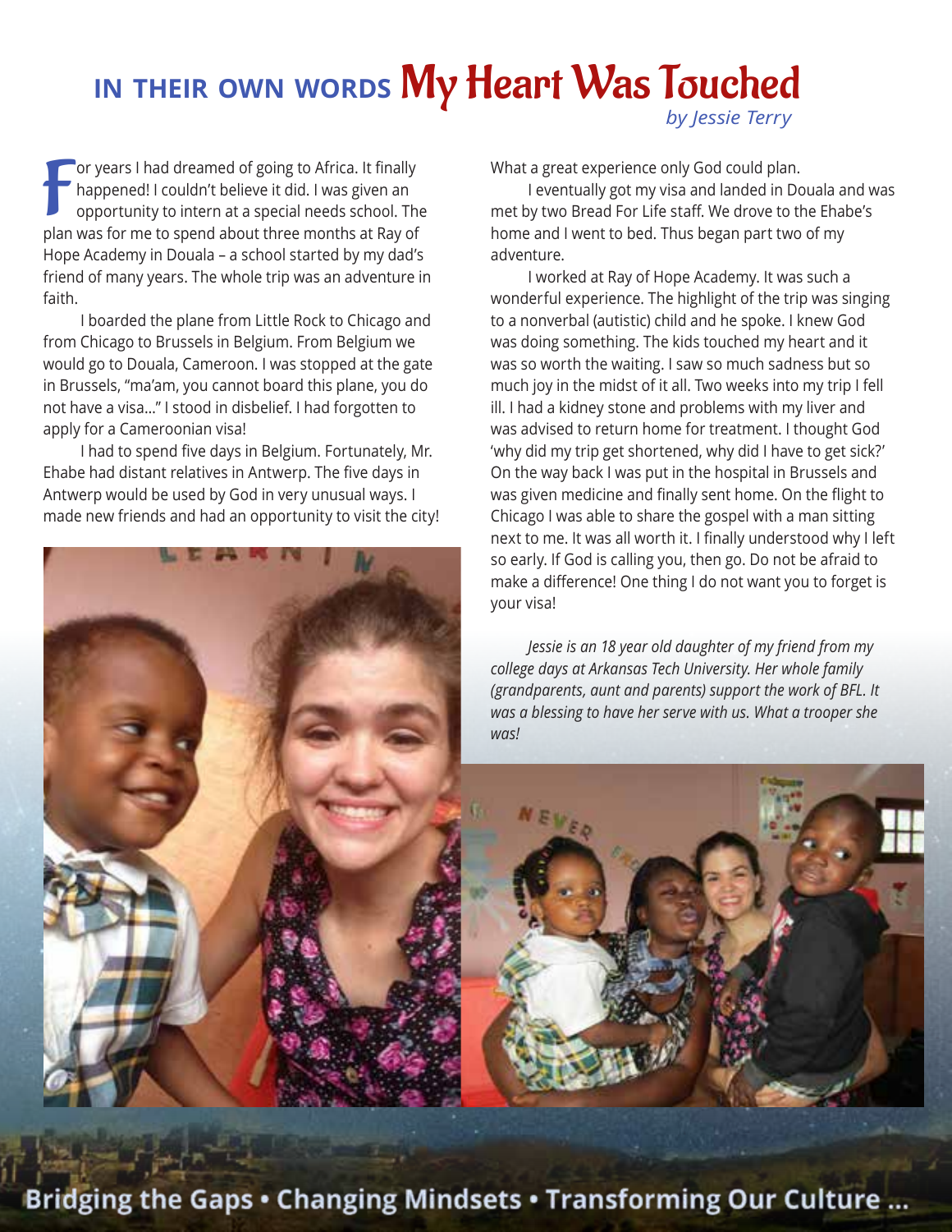# IN THEIR OWN WORDS My Heart Was Touched

*by Jessie Terry*

For years I had dreamed of going to Africa. It finally happened! I couldn't believe it did. I was given an opportunity to intern at a special needs school. The plan was for me to spend about three months at Ray of Hope Academy in Douala – a school started by my dad's friend of many years. The whole trip was an adventure in faith.

I boarded the plane from Little Rock to Chicago and from Chicago to Brussels in Belgium. From Belgium we would go to Douala, Cameroon. I was stopped at the gate in Brussels, "ma'am, you cannot board this plane, you do not have a visa..." I stood in disbelief. I had forgotten to apply for a Cameroonian visa!

I had to spend five days in Belgium. Fortunately, Mr. Ehabe had distant relatives in Antwerp. The five days in Antwerp would be used by God in very unusual ways. I made new friends and had an opportunity to visit the city! What a great experience only God could plan.

I eventually got my visa and landed in Douala and was met by two Bread For Life staff. We drove to the Ehabe's home and I went to bed. Thus began part two of my adventure.

I worked at Ray of Hope Academy. It was such a wonderful experience. The highlight of the trip was singing to a nonverbal (autistic) child and he spoke. I knew God was doing something. The kids touched my heart and it was so worth the waiting. I saw so much sadness but so much joy in the midst of it all. Two weeks into my trip I fell ill. I had a kidney stone and problems with my liver and was advised to return home for treatment. I thought God 'why did my trip get shortened, why did I have to get sick?' On the way back I was put in the hospital in Brussels and was given medicine and finally sent home. On the flight to Chicago I was able to share the gospel with a man sitting next to me. It was all worth it. I finally understood why I left so early. If God is calling you, then go. Do not be afraid to make a difference! One thing I do not want you to forget is your visa!

*Jessie is an 18 year old daughter of my friend from my college days at Arkansas Tech University. Her whole family (grandparents, aunt and parents) support the work of BFL. It was a blessing to have her serve with us. What a trooper she was!*

**Bridging the Gaps • Changing Mindsets • Transforming Our Culture ...**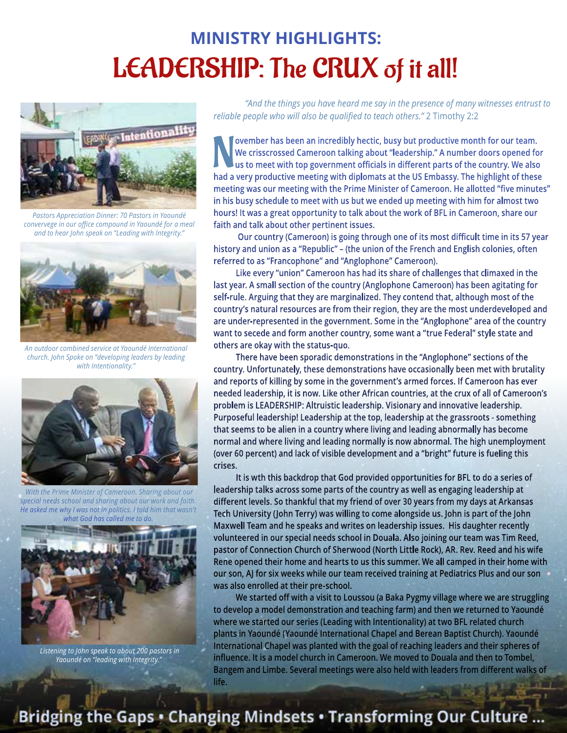## MINISTRY HIGHLIGHTS:

# LEADERSHIP: The CRUX of it all!

Pastors Appreciation Dinner: 70 Pastors in Yaoundé convervege in our office compound in Yaoundé for a meal and to hear John speak on "Leading with Integrity."

An outdoor combined service at Yaoundé International church. John Spoke on "developing leaders by leading with Intentionality."

With the Prime Minister of Cameroon. Sharing about our special needs school and sharing about our work and faith. He asked me why I was not in politics. I told him that wasn't what God has called me to do.

Listening to John speak to about 200 pastors in Yaoundé on "leading with Integrity."

*"And the things you have heard me say in the presence of many witnesses entrust to reliable people who will also be qualified to teach others."* 2 Timothy 2:2

November has been an incredibly hectic, busy but productive month for our team. We crisscrossed Cameroon talking about "leadership." A number doors opened for us to meet with top government officials in different parts of the country. We also had a very productive meeting with diplomats at the US Embassy. The highlight of these meeting was our meeting with the Prime Minister of Cameroon. He allotted "five minutes" in his busy schedule to meet with us but we ended up meeting with him for almost two hours! It was a great opportunity to talk about the work of BFL in Cameroon, share our faith and talk about other pertinent issues.

Our country (Cameroon) is going through one of its most difficult time in its 57 year history and union as a "Republic" – (the union of the French and English colonies, often referred to as "Francophone" and "Anglophone" Cameroon).

Like every "union" Cameroon has had its share of challenges that climaxed in the last year. A small section of the country (Anglophone Cameroon) has been agitating for self-rule. Arguing that they are marginalized. They contend that, although most of the country's natural resources are from their region, they are the most underdeveloped and are under-represented in the government. Some in the "Anglophone" area of the country want to secede and form another country, some want a "true Federal" style state and others are okay with the status-quo.

There have been sporadic demonstrations in the "Anglophone" sections of the country. Unfortunately, these demonstrations have occasionally been met with brutality and reports of killing by some in the government's armed forces. If Cameroon has ever needed leadership, it is now. Like other African countries, at the crux of all of Cameroon's problem is LEADERSHIP: Altruistic leadership. Visionary and innovative leadership. Purposeful leadership! Leadership at the top, leadership at the grassroots - something that seems to be alien in a country where living and leading abnormally has become normal and where living and leading normally is now abnormal. The high unemployment (over 60 percent) and lack of visible development and a "bright" future is fueling this crises.

It is wth this backdrop that God provided opportunities for BFL to do a series of leadership talks across some parts of the country as well as engaging leadership at different levels. So thankful that my friend of over 30 years from my days at Arkansas Tech University (John Terry) was willing to come alongside us. John is part of the John Maxwell Team and he speaks and writes on leadership issues. His daughter recently volunteered in our special needs school in Douala. Also joining our team was Tim Reed, pastor of Connection Church of Sherwood (North Little Rock), AR. Rev. Reed and his wife Rene opened their home and hearts to us this summer. We all camped in their home with our son, AJ for six weeks while our team received training at Pediatrics Plus and our son was also enrolled at their pre-school.

We started off with a visit to Loussou (a Baka Pygmy village where we are struggling to develop a model demonstration and teaching farm) and then we returned to Yaoundé where we started our series (Leading with Intentionality) at two BFL related church plants in Yaoundé (Yaoundé International Chapel and Berean Baptist Church). Yaoundé International Chapel was planted with the goal of reaching leaders and their spheres of influence. It is a model church in Cameroon. We moved to Douala and then to Tombel, Bangem and Limbe. Several meetings were also held with leaders from different walks of life.

**Bridging the Gaps • Changing Mindsets • Transforming Our Culture ...**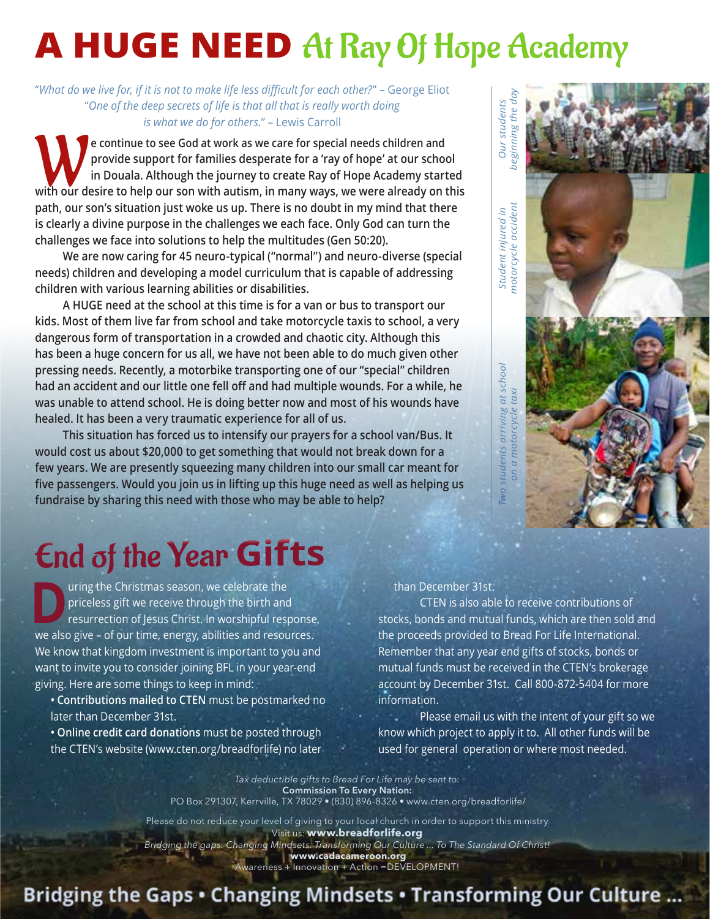# A HUGE NEED At Ray Of Hope Academy

"*What do we live for, if it is not to make life less difficult for each other?*" – George Eliot

"*One of the deep secrets of life is that all that is really worth doing is what we do for others.*" – Lewis Carroll

**We continue to see God at work as we care for special needs children and provide support for families desperate for a 'ray of hope' at our school in Douala. Although the journey to create Ray of Hope Academy started with our desire to help our son with autism, in many ways, we were already on this path, our son's situation just woke us up. There is no doubt in my mind that there is clearly a divine purpose in the challenges we each face. Only God can turn the challenges we face into solutions to help the multitudes (Gen 50:20).**

**We are now caring for 45 neuro-typical ("normal") and neuro-diverse (special needs) children and developing a model curriculum that is capable of addressing children with various learning abilities or disabilities.**

**A HUGE need at the school at this time is for a van or bus to transport our kids. Most of them live far from school and take motorcycle taxis to school, a very dangerous form of transportation in a crowded and chaotic city. Although this has been a huge concern for us all, we have not been able to do much given other pressing needs. Recently, a motorbike transporting one of our "special" children had an accident and our little one fell off and had multiple wounds. For a while, he was unable to attend school. He is doing better now and most of his wounds have healed. It has been a very traumatic experience for all of us.**

**This situation has forced us to intensify our prayers for a school van/Bus. It would cost us about $20,000 to get something that would not break down for a few years. We are presently squeezing many children into our small car meant for five passengers. Would you join us in lifting up this huge need as well as helping us fundraise by sharing this need with those who may be able to help?**

*Our students beginning the day*

*Student injured in motorcycle accident*

*Two students arriving at school on a motorcycle taxi*

# End of the Year Gifts

During the Christmas season, we celebrate the priceless gift we receive through the birth and resurrection of Jesus Christ. In worshipful response, we also give – of our time, energy, abilities and resources. We know that kingdom investment is important to you and want to invite you to consider joining BFL in your year-end giving. Here are some things to keep in mind:

- **Contributions mailed to CTEN** must be postmarked no later than December 31st.
- **Online credit card donations** must be posted through the CTEN's website (www.cten.org/breadforlife) no later than December 31st.

CTEN is also able to receive contributions of stocks, bonds and mutual funds, which are then sold and the proceeds provided to Bread For Life International. Remember that any year end gifts of stocks, bonds or mutual funds must be received in the CTEN's brokerage account by December 31st. Call 800-872-5404 for more information.

Please email us with the intent of your gift so we know which project to apply it to. All other funds will be used for general operation or where most needed.

*Tax deductible gifts to Bread For Life may be sent to:*
**Commission To Every Nation:**
PO Box 291307, Kerrville, TX 78029 • (830) 896-8326 • www.cten.org/breadforlife/

Please do not reduce your level of giving to your local church in order to support this ministry
Visit us: **www.breadforlife.org**
*Bridging the gaps. Changing Mindsets. Transforming Our Culture ... To The Standard Of Christ!*
**www.cadacameroon.org**
Awareness + Innovation + Action =DEVELOPMENT!

**Bridging the Gaps • Changing Mindsets • Transforming Our Culture ...**